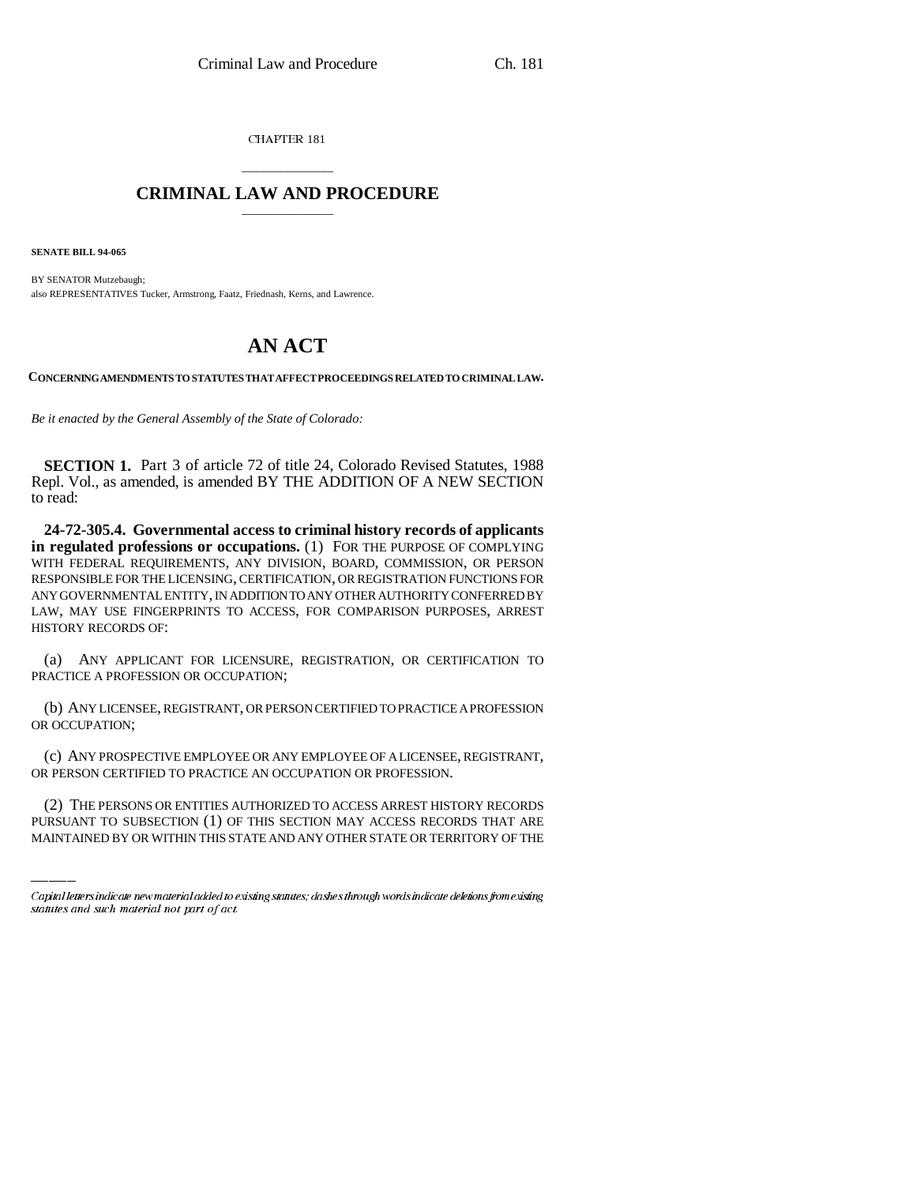CHAPTER 181

# CRIMINAL LAW AND PROCEDURE

**SENATE BILL 94-065**

BY SENATOR Mutzebaugh;
also REPRESENTATIVES Tucker, Armstrong, Faatz, Friednash, Kerns, and Lawrence.

# AN ACT

**CONCERNING AMENDMENTS TO STATUTES THAT AFFECT PROCEEDINGS RELATED TO CRIMINAL LAW.**

*Be it enacted by the General Assembly of the State of Colorado:*

**SECTION 1.** Part 3 of article 72 of title 24, Colorado Revised Statutes, 1988 Repl. Vol., as amended, is amended BY THE ADDITION OF A NEW SECTION to read:

**24-72-305.4. Governmental access to criminal history records of applicants in regulated professions or occupations.** (1) FOR THE PURPOSE OF COMPLYING WITH FEDERAL REQUIREMENTS, ANY DIVISION, BOARD, COMMISSION, OR PERSON RESPONSIBLE FOR THE LICENSING, CERTIFICATION, OR REGISTRATION FUNCTIONS FOR ANY GOVERNMENTAL ENTITY, IN ADDITION TO ANY OTHER AUTHORITY CONFERRED BY LAW, MAY USE FINGERPRINTS TO ACCESS, FOR COMPARISON PURPOSES, ARREST HISTORY RECORDS OF:

(a) ANY APPLICANT FOR LICENSURE, REGISTRATION, OR CERTIFICATION TO PRACTICE A PROFESSION OR OCCUPATION;

(b) ANY LICENSEE, REGISTRANT, OR PERSON CERTIFIED TO PRACTICE A PROFESSION OR OCCUPATION;

(c) ANY PROSPECTIVE EMPLOYEE OR ANY EMPLOYEE OF A LICENSEE, REGISTRANT, OR PERSON CERTIFIED TO PRACTICE AN OCCUPATION OR PROFESSION.

(2) THE PERSONS OR ENTITIES AUTHORIZED TO ACCESS ARREST HISTORY RECORDS PURSUANT TO SUBSECTION (1) OF THIS SECTION MAY ACCESS RECORDS THAT ARE MAINTAINED BY OR WITHIN THIS STATE AND ANY OTHER STATE OR TERRITORY OF THE

*Capital letters indicate new material added to existing statutes; dashes through words indicate deletions from existing statutes and such material not part of act.*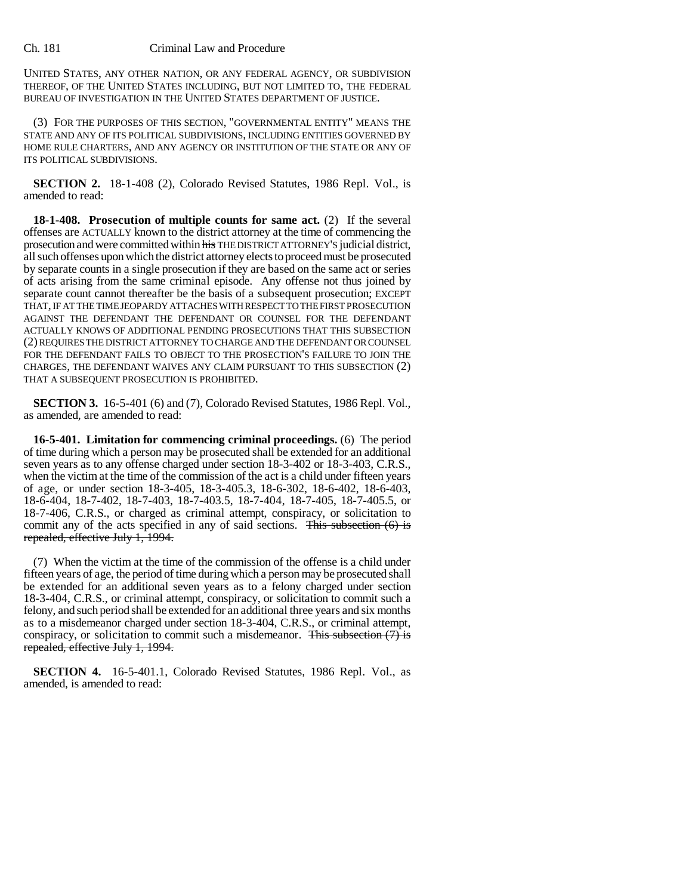UNITED STATES, ANY OTHER NATION, OR ANY FEDERAL AGENCY, OR SUBDIVISION THEREOF, OF THE UNITED STATES INCLUDING, BUT NOT LIMITED TO, THE FEDERAL BUREAU OF INVESTIGATION IN THE UNITED STATES DEPARTMENT OF JUSTICE.

(3) FOR THE PURPOSES OF THIS SECTION, "GOVERNMENTAL ENTITY" MEANS THE STATE AND ANY OF ITS POLITICAL SUBDIVISIONS, INCLUDING ENTITIES GOVERNED BY HOME RULE CHARTERS, AND ANY AGENCY OR INSTITUTION OF THE STATE OR ANY OF ITS POLITICAL SUBDIVISIONS.

**SECTION 2.** 18-1-408 (2), Colorado Revised Statutes, 1986 Repl. Vol., is amended to read:

**18-1-408. Prosecution of multiple counts for same act.** (2) If the several offenses are ACTUALLY known to the district attorney at the time of commencing the prosecution and were committed within ~~his~~ THE DISTRICT ATTORNEY'S judicial district, all such offenses upon which the district attorney elects to proceed must be prosecuted by separate counts in a single prosecution if they are based on the same act or series of acts arising from the same criminal episode. Any offense not thus joined by separate count cannot thereafter be the basis of a subsequent prosecution; EXCEPT THAT, IF AT THE TIME JEOPARDY ATTACHES WITH RESPECT TO THE FIRST PROSECUTION AGAINST THE DEFENDANT THE DEFENDANT OR COUNSEL FOR THE DEFENDANT ACTUALLY KNOWS OF ADDITIONAL PENDING PROSECUTIONS THAT THIS SUBSECTION (2) REQUIRES THE DISTRICT ATTORNEY TO CHARGE AND THE DEFENDANT OR COUNSEL FOR THE DEFENDANT FAILS TO OBJECT TO THE PROSECTION'S FAILURE TO JOIN THE CHARGES, THE DEFENDANT WAIVES ANY CLAIM PURSUANT TO THIS SUBSECTION (2) THAT A SUBSEQUENT PROSECUTION IS PROHIBITED.

**SECTION 3.** 16-5-401 (6) and (7), Colorado Revised Statutes, 1986 Repl. Vol., as amended, are amended to read:

**16-5-401. Limitation for commencing criminal proceedings.** (6) The period of time during which a person may be prosecuted shall be extended for an additional seven years as to any offense charged under section 18-3-402 or 18-3-403, C.R.S., when the victim at the time of the commission of the act is a child under fifteen years of age, or under section 18-3-405, 18-3-405.3, 18-6-302, 18-6-402, 18-6-403, 18-6-404, 18-7-402, 18-7-403, 18-7-403.5, 18-7-404, 18-7-405, 18-7-405.5, or 18-7-406, C.R.S., or charged as criminal attempt, conspiracy, or solicitation to commit any of the acts specified in any of said sections. ~~This subsection (6) is repealed, effective July 1, 1994.~~

(7) When the victim at the time of the commission of the offense is a child under fifteen years of age, the period of time during which a person may be prosecuted shall be extended for an additional seven years as to a felony charged under section 18-3-404, C.R.S., or criminal attempt, conspiracy, or solicitation to commit such a felony, and such period shall be extended for an additional three years and six months as to a misdemeanor charged under section 18-3-404, C.R.S., or criminal attempt, conspiracy, or solicitation to commit such a misdemeanor. ~~This subsection (7) is repealed, effective July 1, 1994.~~

**SECTION 4.** 16-5-401.1, Colorado Revised Statutes, 1986 Repl. Vol., as amended, is amended to read: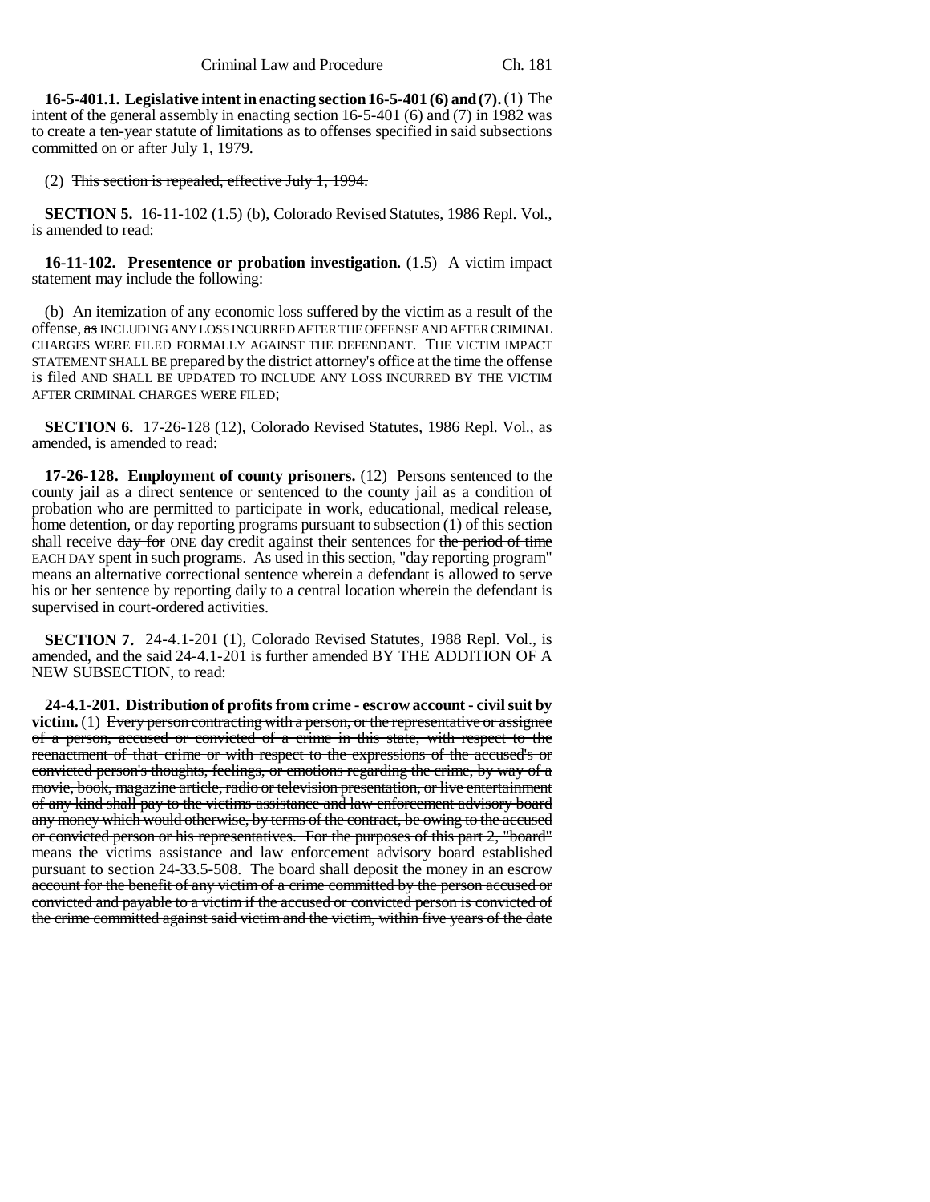**16-5-401.1. Legislative intent in enacting section 16-5-401 (6) and (7).** (1) The intent of the general assembly in enacting section 16-5-401 (6) and (7) in 1982 was to create a ten-year statute of limitations as to offenses specified in said subsections committed on or after July 1, 1979.

(2) ~~This section is repealed, effective July 1, 1994.~~

**SECTION 5.** 16-11-102 (1.5) (b), Colorado Revised Statutes, 1986 Repl. Vol., is amended to read:

**16-11-102. Presentence or probation investigation.** (1.5) A victim impact statement may include the following:

(b) An itemization of any economic loss suffered by the victim as a result of the offense, ~~as~~ INCLUDING ANY LOSS INCURRED AFTER THE OFFENSE AND AFTER CRIMINAL CHARGES WERE FILED FORMALLY AGAINST THE DEFENDANT. THE VICTIM IMPACT STATEMENT SHALL BE prepared by the district attorney's office at the time the offense is filed AND SHALL BE UPDATED TO INCLUDE ANY LOSS INCURRED BY THE VICTIM AFTER CRIMINAL CHARGES WERE FILED;

**SECTION 6.** 17-26-128 (12), Colorado Revised Statutes, 1986 Repl. Vol., as amended, is amended to read:

**17-26-128. Employment of county prisoners.** (12) Persons sentenced to the county jail as a direct sentence or sentenced to the county jail as a condition of probation who are permitted to participate in work, educational, medical release, home detention, or day reporting programs pursuant to subsection (1) of this section shall receive ~~day for~~ ONE day credit against their sentences for ~~the period of time~~ EACH DAY spent in such programs. As used in this section, "day reporting program" means an alternative correctional sentence wherein a defendant is allowed to serve his or her sentence by reporting daily to a central location wherein the defendant is supervised in court-ordered activities.

**SECTION 7.** 24-4.1-201 (1), Colorado Revised Statutes, 1988 Repl. Vol., is amended, and the said 24-4.1-201 is further amended BY THE ADDITION OF A NEW SUBSECTION, to read:

**24-4.1-201. Distribution of profits from crime - escrow account - civil suit by victim.** (1) ~~Every person contracting with a person, or the representative or assignee of a person, accused or convicted of a crime in this state, with respect to the reenactment of that crime or with respect to the expressions of the accused's or convicted person's thoughts, feelings, or emotions regarding the crime, by way of a movie, book, magazine article, radio or television presentation, or live entertainment of any kind shall pay to the victims assistance and law enforcement advisory board any money which would otherwise, by terms of the contract, be owing to the accused or convicted person or his representatives. For the purposes of this part 2, "board" means the victims assistance and law enforcement advisory board established pursuant to section 24-33.5-508. The board shall deposit the money in an escrow account for the benefit of any victim of a crime committed by the person accused or convicted and payable to a victim if the accused or convicted person is convicted of the crime committed against said victim and the victim, within five years of the date~~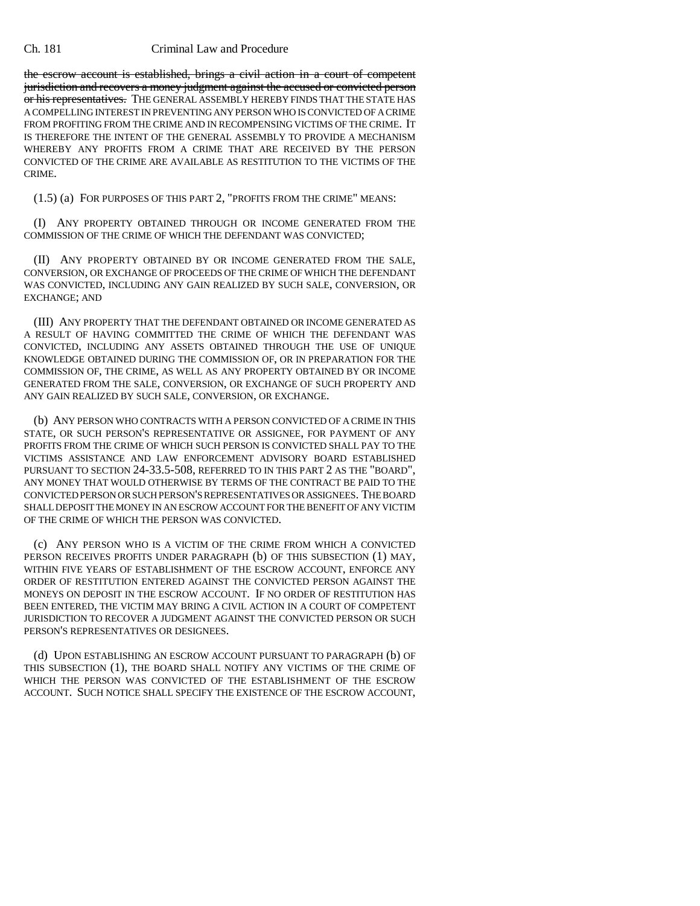~~the escrow account is established, brings a civil action in a court of competent jurisdiction and recovers a money judgment against the accused or convicted person or his representatives.~~ THE GENERAL ASSEMBLY HEREBY FINDS THAT THE STATE HAS A COMPELLING INTEREST IN PREVENTING ANY PERSON WHO IS CONVICTED OF A CRIME FROM PROFITING FROM THE CRIME AND IN RECOMPENSING VICTIMS OF THE CRIME. IT IS THEREFORE THE INTENT OF THE GENERAL ASSEMBLY TO PROVIDE A MECHANISM WHEREBY ANY PROFITS FROM A CRIME THAT ARE RECEIVED BY THE PERSON CONVICTED OF THE CRIME ARE AVAILABLE AS RESTITUTION TO THE VICTIMS OF THE CRIME.

(1.5) (a) FOR PURPOSES OF THIS PART 2, "PROFITS FROM THE CRIME" MEANS:

(I) ANY PROPERTY OBTAINED THROUGH OR INCOME GENERATED FROM THE COMMISSION OF THE CRIME OF WHICH THE DEFENDANT WAS CONVICTED;

(II) ANY PROPERTY OBTAINED BY OR INCOME GENERATED FROM THE SALE, CONVERSION, OR EXCHANGE OF PROCEEDS OF THE CRIME OF WHICH THE DEFENDANT WAS CONVICTED, INCLUDING ANY GAIN REALIZED BY SUCH SALE, CONVERSION, OR EXCHANGE; AND

(III) ANY PROPERTY THAT THE DEFENDANT OBTAINED OR INCOME GENERATED AS A RESULT OF HAVING COMMITTED THE CRIME OF WHICH THE DEFENDANT WAS CONVICTED, INCLUDING ANY ASSETS OBTAINED THROUGH THE USE OF UNIQUE KNOWLEDGE OBTAINED DURING THE COMMISSION OF, OR IN PREPARATION FOR THE COMMISSION OF, THE CRIME, AS WELL AS ANY PROPERTY OBTAINED BY OR INCOME GENERATED FROM THE SALE, CONVERSION, OR EXCHANGE OF SUCH PROPERTY AND ANY GAIN REALIZED BY SUCH SALE, CONVERSION, OR EXCHANGE.

(b) ANY PERSON WHO CONTRACTS WITH A PERSON CONVICTED OF A CRIME IN THIS STATE, OR SUCH PERSON'S REPRESENTATIVE OR ASSIGNEE, FOR PAYMENT OF ANY PROFITS FROM THE CRIME OF WHICH SUCH PERSON IS CONVICTED SHALL PAY TO THE VICTIMS ASSISTANCE AND LAW ENFORCEMENT ADVISORY BOARD ESTABLISHED PURSUANT TO SECTION 24-33.5-508, REFERRED TO IN THIS PART 2 AS THE "BOARD", ANY MONEY THAT WOULD OTHERWISE BY TERMS OF THE CONTRACT BE PAID TO THE CONVICTED PERSON OR SUCH PERSON'S REPRESENTATIVES OR ASSIGNEES. THE BOARD SHALL DEPOSIT THE MONEY IN AN ESCROW ACCOUNT FOR THE BENEFIT OF ANY VICTIM OF THE CRIME OF WHICH THE PERSON WAS CONVICTED.

(c) ANY PERSON WHO IS A VICTIM OF THE CRIME FROM WHICH A CONVICTED PERSON RECEIVES PROFITS UNDER PARAGRAPH (b) OF THIS SUBSECTION (1) MAY, WITHIN FIVE YEARS OF ESTABLISHMENT OF THE ESCROW ACCOUNT, ENFORCE ANY ORDER OF RESTITUTION ENTERED AGAINST THE CONVICTED PERSON AGAINST THE MONEYS ON DEPOSIT IN THE ESCROW ACCOUNT. IF NO ORDER OF RESTITUTION HAS BEEN ENTERED, THE VICTIM MAY BRING A CIVIL ACTION IN A COURT OF COMPETENT JURISDICTION TO RECOVER A JUDGMENT AGAINST THE CONVICTED PERSON OR SUCH PERSON'S REPRESENTATIVES OR DESIGNEES.

(d) UPON ESTABLISHING AN ESCROW ACCOUNT PURSUANT TO PARAGRAPH (b) OF THIS SUBSECTION (1), THE BOARD SHALL NOTIFY ANY VICTIMS OF THE CRIME OF WHICH THE PERSON WAS CONVICTED OF THE ESTABLISHMENT OF THE ESCROW ACCOUNT. SUCH NOTICE SHALL SPECIFY THE EXISTENCE OF THE ESCROW ACCOUNT,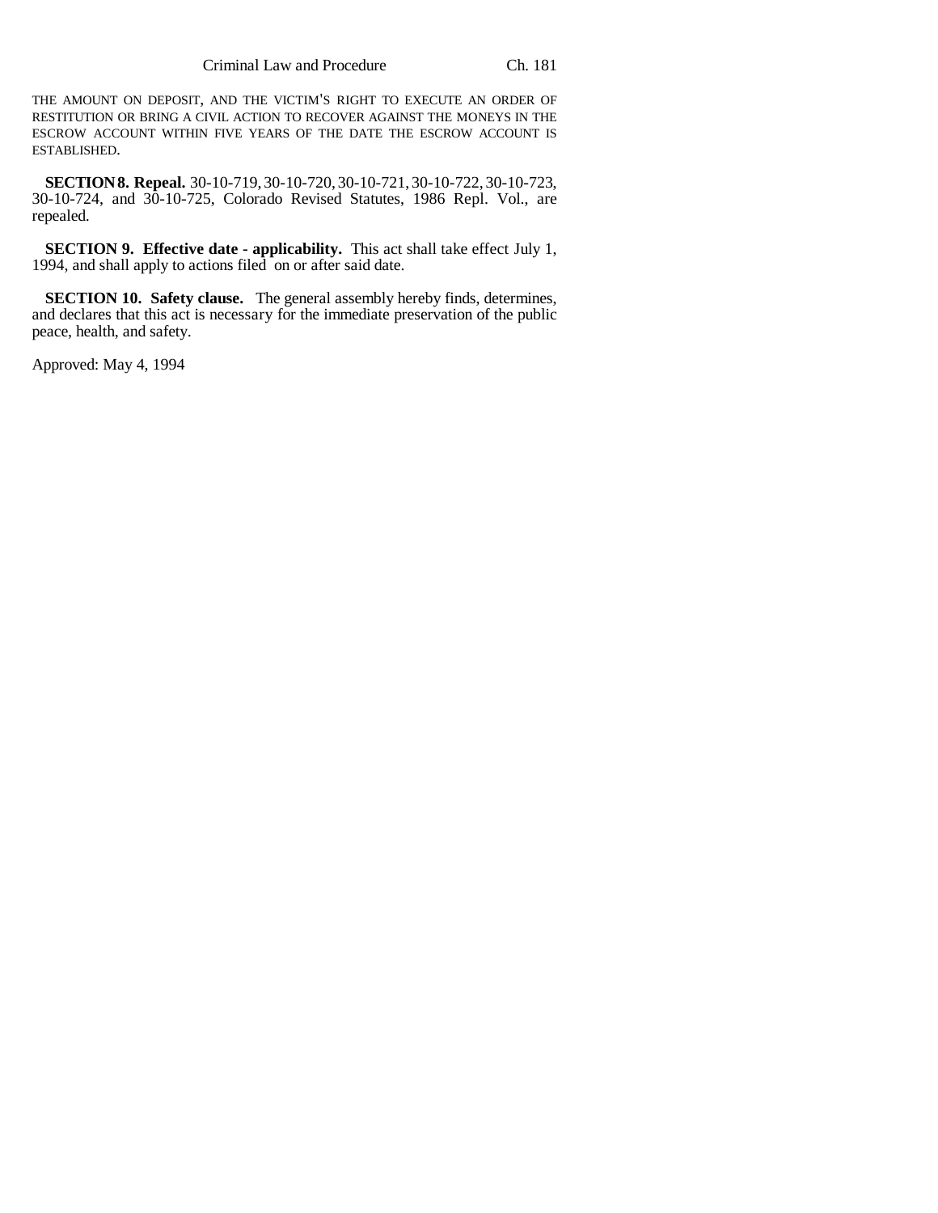THE AMOUNT ON DEPOSIT, AND THE VICTIM'S RIGHT TO EXECUTE AN ORDER OF RESTITUTION OR BRING A CIVIL ACTION TO RECOVER AGAINST THE MONEYS IN THE ESCROW ACCOUNT WITHIN FIVE YEARS OF THE DATE THE ESCROW ACCOUNT IS ESTABLISHED.

**SECTION 8. Repeal.** 30-10-719, 30-10-720, 30-10-721, 30-10-722, 30-10-723, 30-10-724, and 30-10-725, Colorado Revised Statutes, 1986 Repl. Vol., are repealed.

**SECTION 9. Effective date - applicability.** This act shall take effect July 1, 1994, and shall apply to actions filed on or after said date.

**SECTION 10. Safety clause.** The general assembly hereby finds, determines, and declares that this act is necessary for the immediate preservation of the public peace, health, and safety.

Approved: May 4, 1994